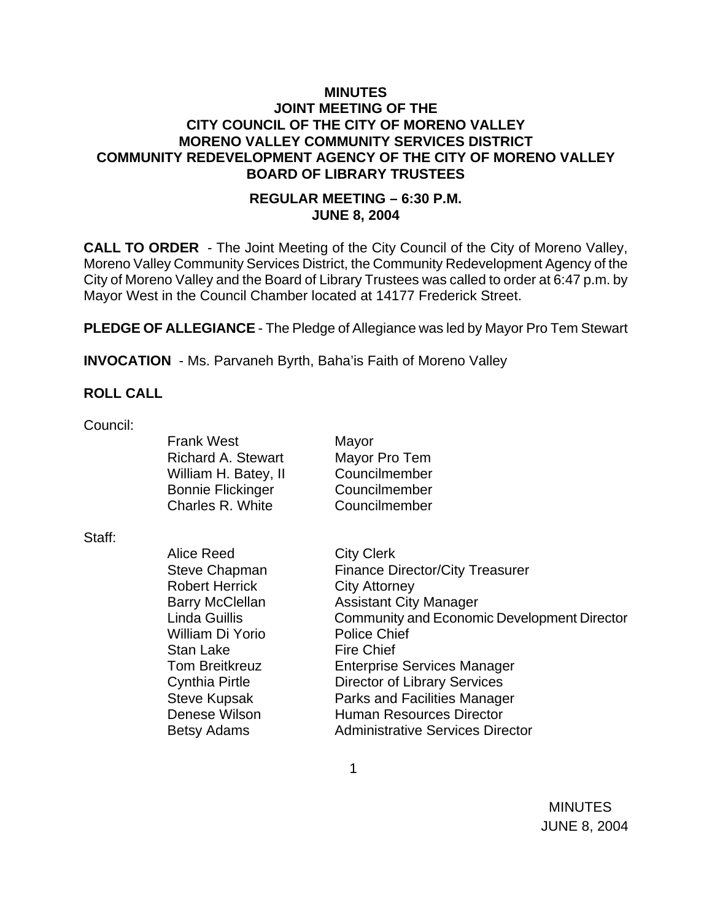# MINUTES
## JOINT MEETING OF THE
## CITY COUNCIL OF THE CITY OF MORENO VALLEY
## MORENO VALLEY COMMUNITY SERVICES DISTRICT
## COMMUNITY REDEVELOPMENT AGENCY OF THE CITY OF MORENO VALLEY
## BOARD OF LIBRARY TRUSTEES

### REGULAR MEETING – 6:30 P.M.
### JUNE 8, 2004

**CALL TO ORDER** - The Joint Meeting of the City Council of the City of Moreno Valley, Moreno Valley Community Services District, the Community Redevelopment Agency of the City of Moreno Valley and the Board of Library Trustees was called to order at 6:47 p.m. by Mayor West in the Council Chamber located at 14177 Frederick Street.

**PLEDGE OF ALLEGIANCE** - The Pledge of Allegiance was led by Mayor Pro Tem Stewart

**INVOCATION** - Ms. Parvaneh Byrth, Baha'is Faith of Moreno Valley

**ROLL CALL**

Council:

| | |
|---|---|
| Frank West | Mayor |
| Richard A. Stewart | Mayor Pro Tem |
| William H. Batey, II | Councilmember |
| Bonnie Flickinger | Councilmember |
| Charles R. White | Councilmember |

Staff:

| | |
|---|---|
| Alice Reed | City Clerk |
| Steve Chapman | Finance Director/City Treasurer |
| Robert Herrick | City Attorney |
| Barry McClellan | Assistant City Manager |
| Linda Guillis | Community and Economic Development Director |
| William Di Yorio | Police Chief |
| Stan Lake | Fire Chief |
| Tom Breitkreuz | Enterprise Services Manager |
| Cynthia Pirtle | Director of Library Services |
| Steve Kupsak | Parks and Facilities Manager |
| Denese Wilson | Human Resources Director |
| Betsy Adams | Administrative Services Director |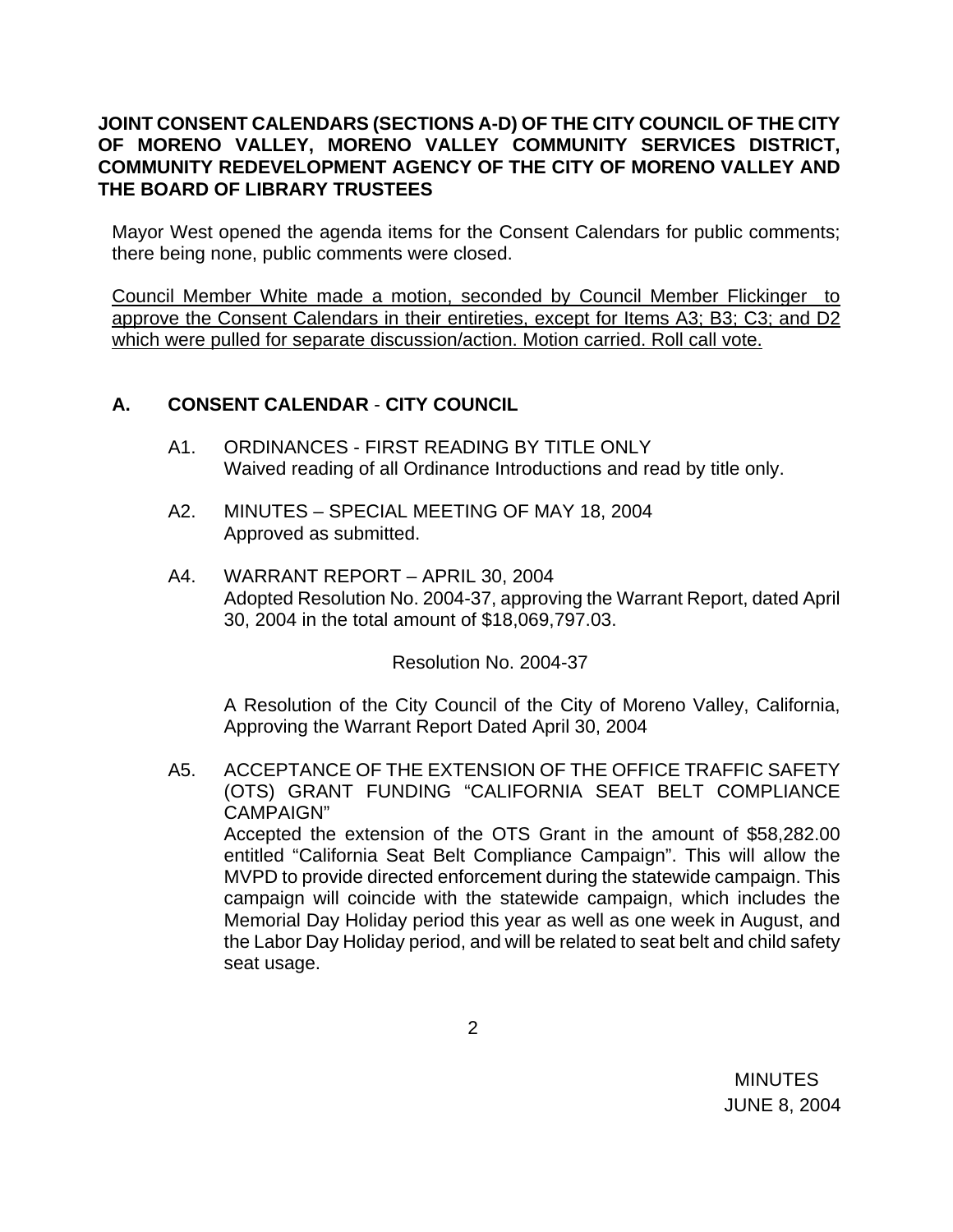**JOINT CONSENT CALENDARS (SECTIONS A-D) OF THE CITY COUNCIL OF THE CITY OF MORENO VALLEY, MORENO VALLEY COMMUNITY SERVICES DISTRICT, COMMUNITY REDEVELOPMENT AGENCY OF THE CITY OF MORENO VALLEY AND THE BOARD OF LIBRARY TRUSTEES**

Mayor West opened the agenda items for the Consent Calendars for public comments; there being none, public comments were closed.

<u>Council Member White made a motion, seconded by Council Member Flickinger to approve the Consent Calendars in their entireties, except for Items A3; B3; C3; and D2 which were pulled for separate discussion/action. Motion carried. Roll call vote.</u>

## A. CONSENT CALENDAR - CITY COUNCIL

A1. ORDINANCES - FIRST READING BY TITLE ONLY
Waived reading of all Ordinance Introductions and read by title only.

A2. MINUTES – SPECIAL MEETING OF MAY 18, 2004
Approved as submitted.

A4. WARRANT REPORT – APRIL 30, 2004
Adopted Resolution No. 2004-37, approving the Warrant Report, dated April 30, 2004 in the total amount of $18,069,797.03.

Resolution No. 2004-37

A Resolution of the City Council of the City of Moreno Valley, California, Approving the Warrant Report Dated April 30, 2004

A5. ACCEPTANCE OF THE EXTENSION OF THE OFFICE TRAFFIC SAFETY (OTS) GRANT FUNDING "CALIFORNIA SEAT BELT COMPLIANCE CAMPAIGN"
Accepted the extension of the OTS Grant in the amount of $58,282.00 entitled "California Seat Belt Compliance Campaign". This will allow the MVPD to provide directed enforcement during the statewide campaign. This campaign will coincide with the statewide campaign, which includes the Memorial Day Holiday period this year as well as one week in August, and the Labor Day Holiday period, and will be related to seat belt and child safety seat usage.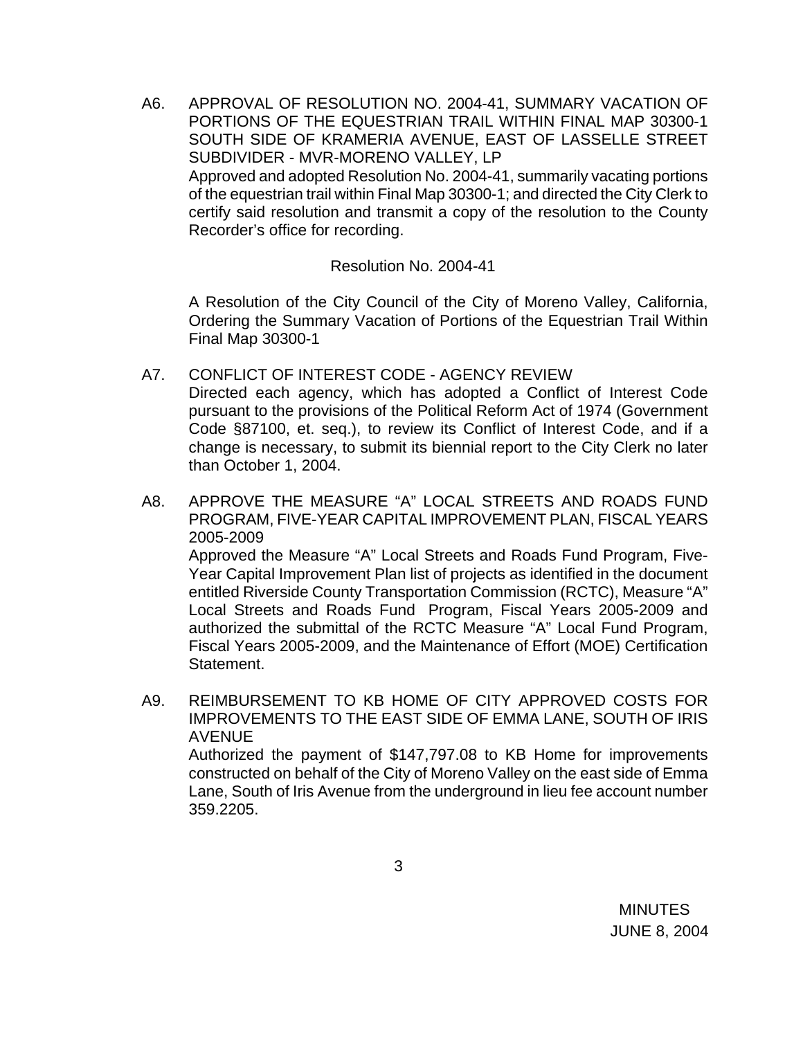A6. APPROVAL OF RESOLUTION NO. 2004-41, SUMMARY VACATION OF PORTIONS OF THE EQUESTRIAN TRAIL WITHIN FINAL MAP 30300-1 SOUTH SIDE OF KRAMERIA AVENUE, EAST OF LASSELLE STREET SUBDIVIDER - MVR-MORENO VALLEY, LP

Approved and adopted Resolution No. 2004-41, summarily vacating portions of the equestrian trail within Final Map 30300-1; and directed the City Clerk to certify said resolution and transmit a copy of the resolution to the County Recorder's office for recording.

Resolution No. 2004-41

A Resolution of the City Council of the City of Moreno Valley, California, Ordering the Summary Vacation of Portions of the Equestrian Trail Within Final Map 30300-1

A7. CONFLICT OF INTEREST CODE - AGENCY REVIEW

Directed each agency, which has adopted a Conflict of Interest Code pursuant to the provisions of the Political Reform Act of 1974 (Government Code §87100, et. seq.), to review its Conflict of Interest Code, and if a change is necessary, to submit its biennial report to the City Clerk no later than October 1, 2004.

A8. APPROVE THE MEASURE "A" LOCAL STREETS AND ROADS FUND PROGRAM, FIVE-YEAR CAPITAL IMPROVEMENT PLAN, FISCAL YEARS 2005-2009

Approved the Measure "A" Local Streets and Roads Fund Program, Five-Year Capital Improvement Plan list of projects as identified in the document entitled Riverside County Transportation Commission (RCTC), Measure "A" Local Streets and Roads Fund Program, Fiscal Years 2005-2009 and authorized the submittal of the RCTC Measure "A" Local Fund Program, Fiscal Years 2005-2009, and the Maintenance of Effort (MOE) Certification Statement.

A9. REIMBURSEMENT TO KB HOME OF CITY APPROVED COSTS FOR IMPROVEMENTS TO THE EAST SIDE OF EMMA LANE, SOUTH OF IRIS AVENUE

Authorized the payment of $147,797.08 to KB Home for improvements constructed on behalf of the City of Moreno Valley on the east side of Emma Lane, South of Iris Avenue from the underground in lieu fee account number 359.2205.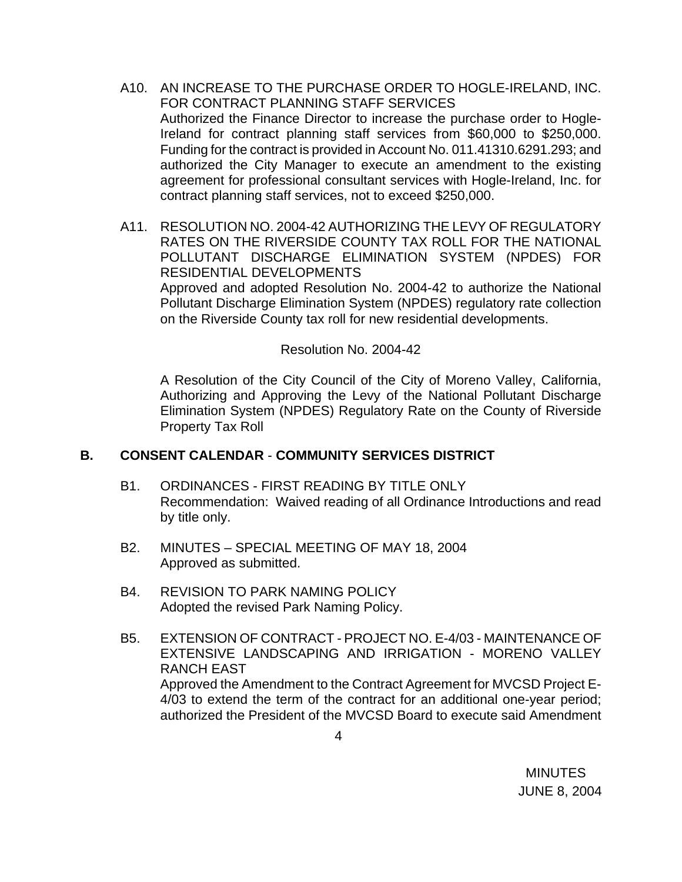A10. AN INCREASE TO THE PURCHASE ORDER TO HOGLE-IRELAND, INC. FOR CONTRACT PLANNING STAFF SERVICES
Authorized the Finance Director to increase the purchase order to Hogle-Ireland for contract planning staff services from $60,000 to $250,000. Funding for the contract is provided in Account No. 011.41310.6291.293; and authorized the City Manager to execute an amendment to the existing agreement for professional consultant services with Hogle-Ireland, Inc. for contract planning staff services, not to exceed $250,000.

A11. RESOLUTION NO. 2004-42 AUTHORIZING THE LEVY OF REGULATORY RATES ON THE RIVERSIDE COUNTY TAX ROLL FOR THE NATIONAL POLLUTANT DISCHARGE ELIMINATION SYSTEM (NPDES) FOR RESIDENTIAL DEVELOPMENTS
Approved and adopted Resolution No. 2004-42 to authorize the National Pollutant Discharge Elimination System (NPDES) regulatory rate collection on the Riverside County tax roll for new residential developments.

Resolution No. 2004-42

A Resolution of the City Council of the City of Moreno Valley, California, Authorizing and Approving the Levy of the National Pollutant Discharge Elimination System (NPDES) Regulatory Rate on the County of Riverside Property Tax Roll

## B. CONSENT CALENDAR - COMMUNITY SERVICES DISTRICT

B1. ORDINANCES - FIRST READING BY TITLE ONLY
Recommendation: Waived reading of all Ordinance Introductions and read by title only.

B2. MINUTES – SPECIAL MEETING OF MAY 18, 2004
Approved as submitted.

B4. REVISION TO PARK NAMING POLICY
Adopted the revised Park Naming Policy.

B5. EXTENSION OF CONTRACT - PROJECT NO. E-4/03 - MAINTENANCE OF EXTENSIVE LANDSCAPING AND IRRIGATION - MORENO VALLEY RANCH EAST
Approved the Amendment to the Contract Agreement for MVCSD Project E-4/03 to extend the term of the contract for an additional one-year period; authorized the President of the MVCSD Board to execute said Amendment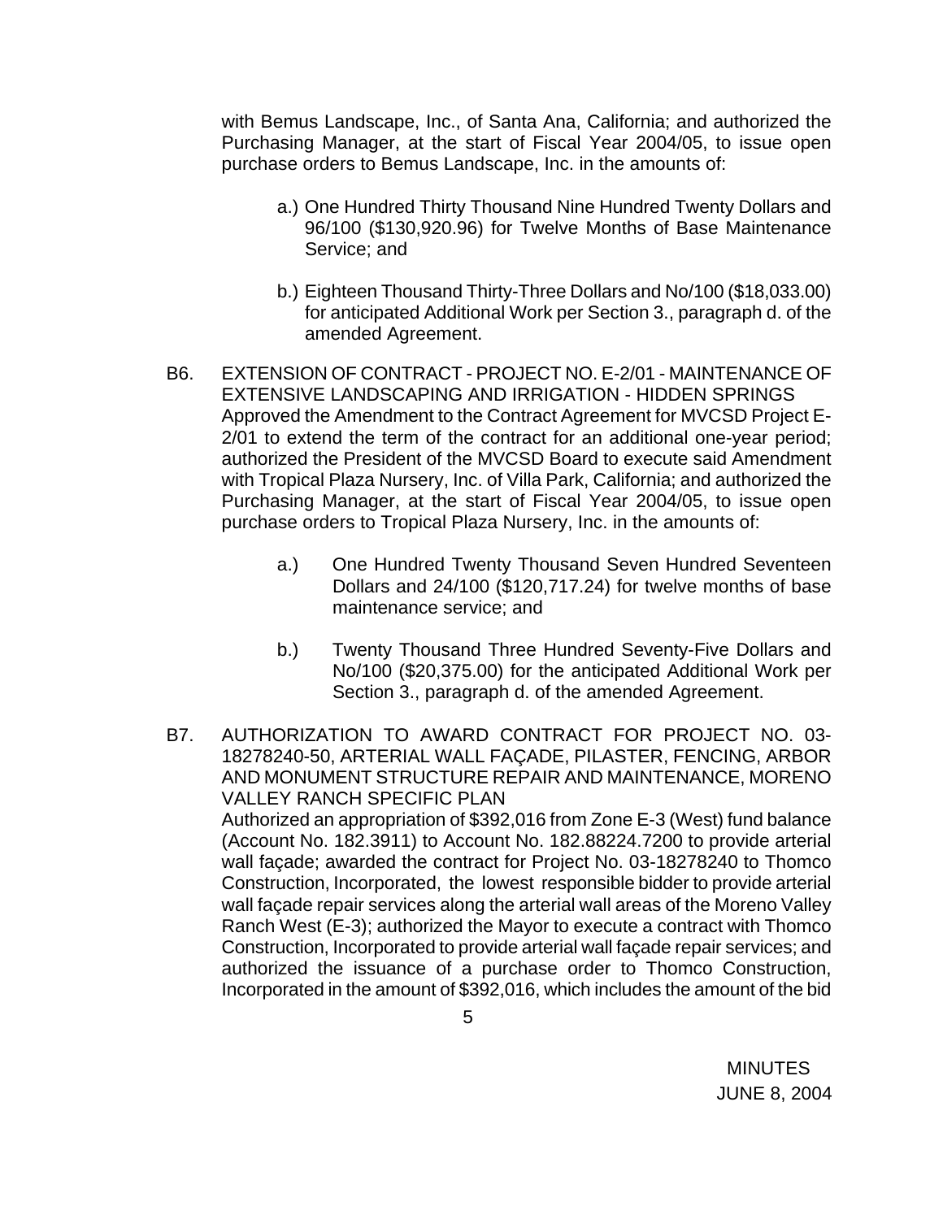with Bemus Landscape, Inc., of Santa Ana, California; and authorized the Purchasing Manager, at the start of Fiscal Year 2004/05, to issue open purchase orders to Bemus Landscape, Inc. in the amounts of:

a.) One Hundred Thirty Thousand Nine Hundred Twenty Dollars and 96/100 ($130,920.96) for Twelve Months of Base Maintenance Service; and

b.) Eighteen Thousand Thirty-Three Dollars and No/100 ($18,033.00) for anticipated Additional Work per Section 3., paragraph d. of the amended Agreement.

B6. EXTENSION OF CONTRACT - PROJECT NO. E-2/01 - MAINTENANCE OF EXTENSIVE LANDSCAPING AND IRRIGATION - HIDDEN SPRINGS
Approved the Amendment to the Contract Agreement for MVCSD Project E-2/01 to extend the term of the contract for an additional one-year period; authorized the President of the MVCSD Board to execute said Amendment with Tropical Plaza Nursery, Inc. of Villa Park, California; and authorized the Purchasing Manager, at the start of Fiscal Year 2004/05, to issue open purchase orders to Tropical Plaza Nursery, Inc. in the amounts of:

a.) One Hundred Twenty Thousand Seven Hundred Seventeen Dollars and 24/100 ($120,717.24) for twelve months of base maintenance service; and

b.) Twenty Thousand Three Hundred Seventy-Five Dollars and No/100 ($20,375.00) for the anticipated Additional Work per Section 3., paragraph d. of the amended Agreement.

B7. AUTHORIZATION TO AWARD CONTRACT FOR PROJECT NO. 03-18278240-50, ARTERIAL WALL FAÇADE, PILASTER, FENCING, ARBOR AND MONUMENT STRUCTURE REPAIR AND MAINTENANCE, MORENO VALLEY RANCH SPECIFIC PLAN
Authorized an appropriation of $392,016 from Zone E-3 (West) fund balance (Account No. 182.3911) to Account No. 182.88224.7200 to provide arterial wall façade; awarded the contract for Project No. 03-18278240 to Thomco Construction, Incorporated, the lowest responsible bidder to provide arterial wall façade repair services along the arterial wall areas of the Moreno Valley Ranch West (E-3); authorized the Mayor to execute a contract with Thomco Construction, Incorporated to provide arterial wall façade repair services; and authorized the issuance of a purchase order to Thomco Construction, Incorporated in the amount of $392,016, which includes the amount of the bid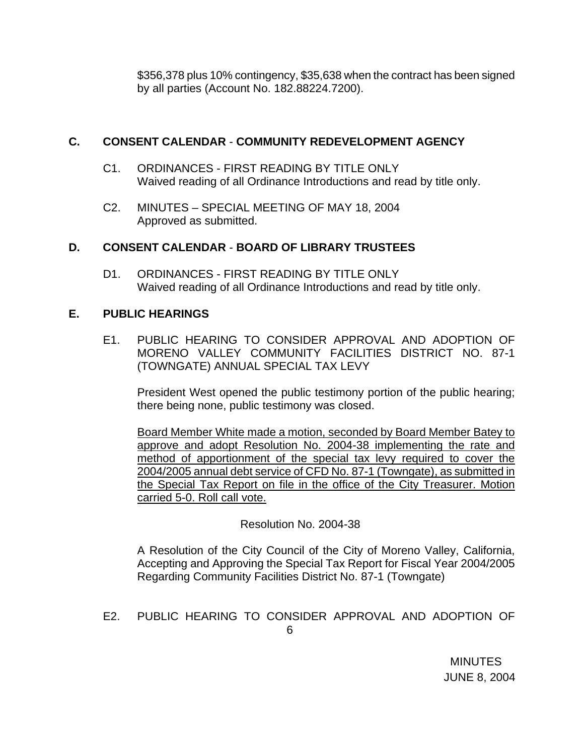$356,378 plus 10% contingency, $35,638 when the contract has been signed by all parties (Account No. 182.88224.7200).

## C. CONSENT CALENDAR - COMMUNITY REDEVELOPMENT AGENCY

C1. ORDINANCES - FIRST READING BY TITLE ONLY
Waived reading of all Ordinance Introductions and read by title only.

C2. MINUTES – SPECIAL MEETING OF MAY 18, 2004
Approved as submitted.

## D. CONSENT CALENDAR - BOARD OF LIBRARY TRUSTEES

D1. ORDINANCES - FIRST READING BY TITLE ONLY
Waived reading of all Ordinance Introductions and read by title only.

## E. PUBLIC HEARINGS

E1. PUBLIC HEARING TO CONSIDER APPROVAL AND ADOPTION OF MORENO VALLEY COMMUNITY FACILITIES DISTRICT NO. 87-1 (TOWNGATE) ANNUAL SPECIAL TAX LEVY

President West opened the public testimony portion of the public hearing; there being none, public testimony was closed.

Board Member White made a motion, seconded by Board Member Batey to approve and adopt Resolution No. 2004-38 implementing the rate and method of apportionment of the special tax levy required to cover the 2004/2005 annual debt service of CFD No. 87-1 (Towngate), as submitted in the Special Tax Report on file in the office of the City Treasurer. Motion carried 5-0. Roll call vote.

Resolution No. 2004-38

A Resolution of the City Council of the City of Moreno Valley, California, Accepting and Approving the Special Tax Report for Fiscal Year 2004/2005 Regarding Community Facilities District No. 87-1 (Towngate)

E2. PUBLIC HEARING TO CONSIDER APPROVAL AND ADOPTION OF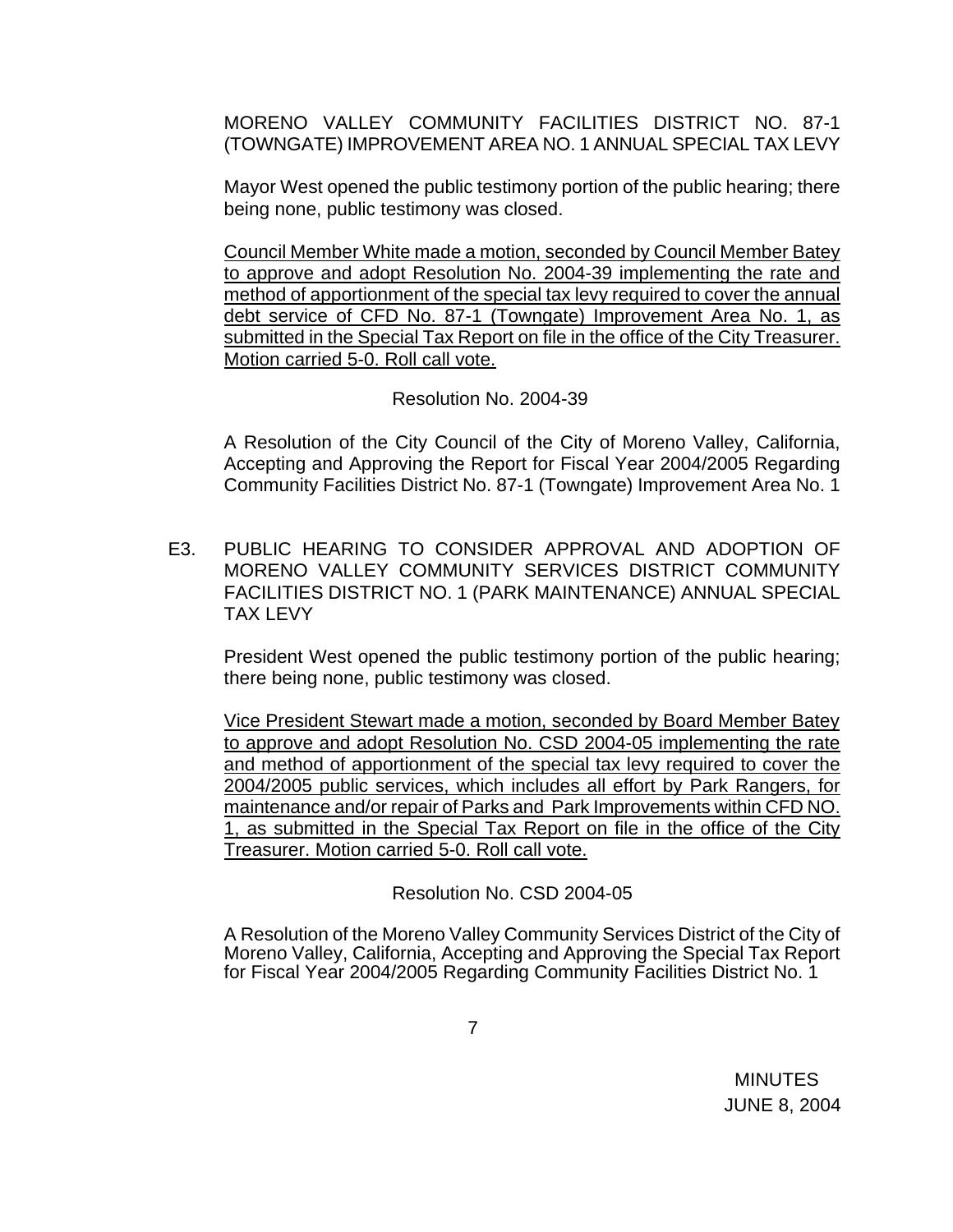MORENO VALLEY COMMUNITY FACILITIES DISTRICT NO. 87-1 (TOWNGATE) IMPROVEMENT AREA NO. 1 ANNUAL SPECIAL TAX LEVY

Mayor West opened the public testimony portion of the public hearing; there being none, public testimony was closed.

<u>Council Member White made a motion, seconded by Council Member Batey to approve and adopt Resolution No. 2004-39 implementing the rate and method of apportionment of the special tax levy required to cover the annual debt service of CFD No. 87-1 (Towngate) Improvement Area No. 1, as submitted in the Special Tax Report on file in the office of the City Treasurer. Motion carried 5-0. Roll call vote.</u>

Resolution No. 2004-39

A Resolution of the City Council of the City of Moreno Valley, California, Accepting and Approving the Report for Fiscal Year 2004/2005 Regarding Community Facilities District No. 87-1 (Towngate) Improvement Area No. 1

E3. PUBLIC HEARING TO CONSIDER APPROVAL AND ADOPTION OF MORENO VALLEY COMMUNITY SERVICES DISTRICT COMMUNITY FACILITIES DISTRICT NO. 1 (PARK MAINTENANCE) ANNUAL SPECIAL TAX LEVY

President West opened the public testimony portion of the public hearing; there being none, public testimony was closed.

<u>Vice President Stewart made a motion, seconded by Board Member Batey to approve and adopt Resolution No. CSD 2004-05 implementing the rate and method of apportionment of the special tax levy required to cover the 2004/2005 public services, which includes all effort by Park Rangers, for maintenance and/or repair of Parks and Park Improvements within CFD NO. 1, as submitted in the Special Tax Report on file in the office of the City Treasurer. Motion carried 5-0. Roll call vote.</u>

Resolution No. CSD 2004-05

A Resolution of the Moreno Valley Community Services District of the City of Moreno Valley, California, Accepting and Approving the Special Tax Report for Fiscal Year 2004/2005 Regarding Community Facilities District No. 1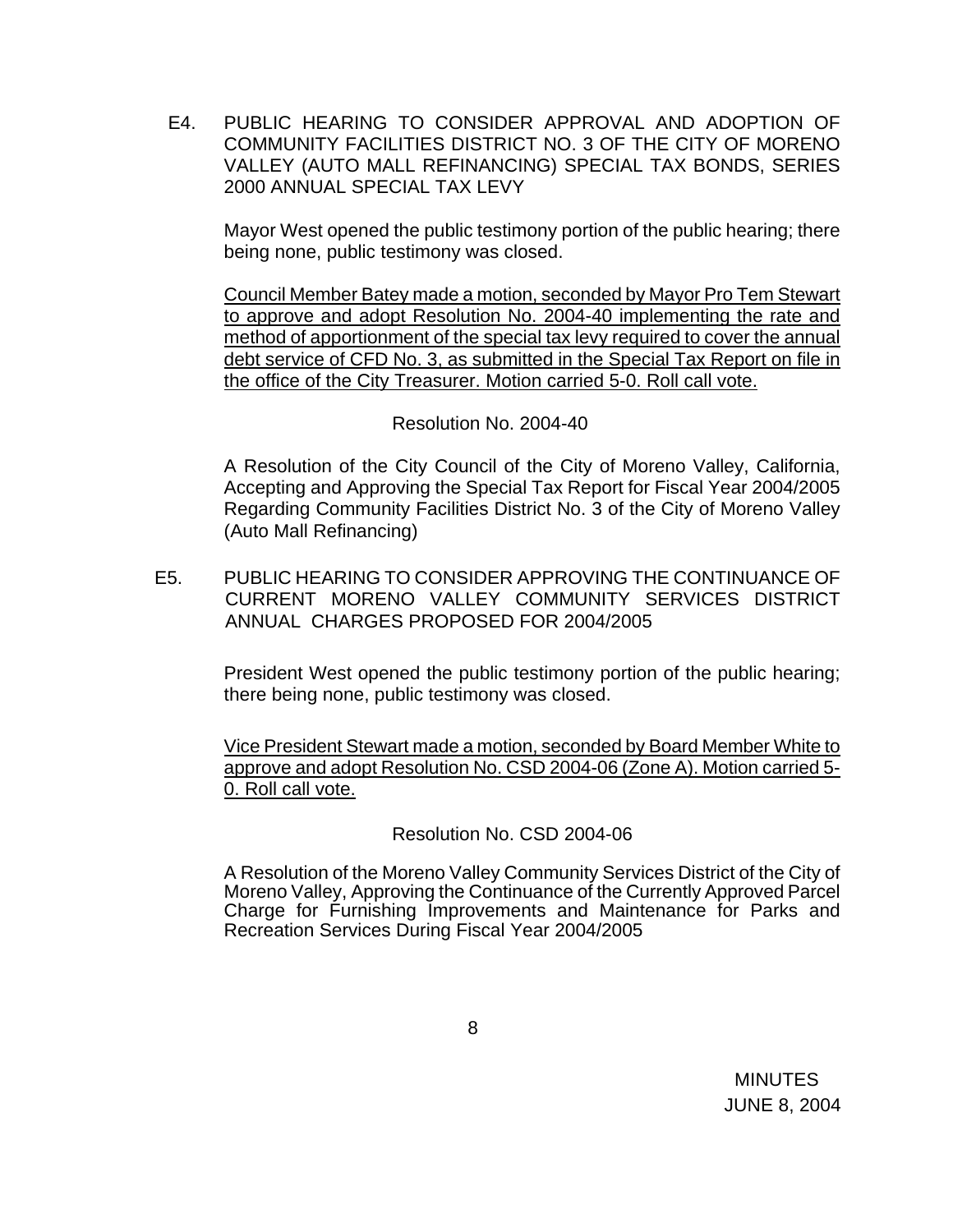E4. PUBLIC HEARING TO CONSIDER APPROVAL AND ADOPTION OF COMMUNITY FACILITIES DISTRICT NO. 3 OF THE CITY OF MORENO VALLEY (AUTO MALL REFINANCING) SPECIAL TAX BONDS, SERIES 2000 ANNUAL SPECIAL TAX LEVY

Mayor West opened the public testimony portion of the public hearing; there being none, public testimony was closed.

Council Member Batey made a motion, seconded by Mayor Pro Tem Stewart to approve and adopt Resolution No. 2004-40 implementing the rate and method of apportionment of the special tax levy required to cover the annual debt service of CFD No. 3, as submitted in the Special Tax Report on file in the office of the City Treasurer. Motion carried 5-0. Roll call vote.

Resolution No. 2004-40

A Resolution of the City Council of the City of Moreno Valley, California, Accepting and Approving the Special Tax Report for Fiscal Year 2004/2005 Regarding Community Facilities District No. 3 of the City of Moreno Valley (Auto Mall Refinancing)

E5. PUBLIC HEARING TO CONSIDER APPROVING THE CONTINUANCE OF CURRENT MORENO VALLEY COMMUNITY SERVICES DISTRICT ANNUAL CHARGES PROPOSED FOR 2004/2005

President West opened the public testimony portion of the public hearing; there being none, public testimony was closed.

Vice President Stewart made a motion, seconded by Board Member White to approve and adopt Resolution No. CSD 2004-06 (Zone A). Motion carried 5-0. Roll call vote.

Resolution No. CSD 2004-06

A Resolution of the Moreno Valley Community Services District of the City of Moreno Valley, Approving the Continuance of the Currently Approved Parcel Charge for Furnishing Improvements and Maintenance for Parks and Recreation Services During Fiscal Year 2004/2005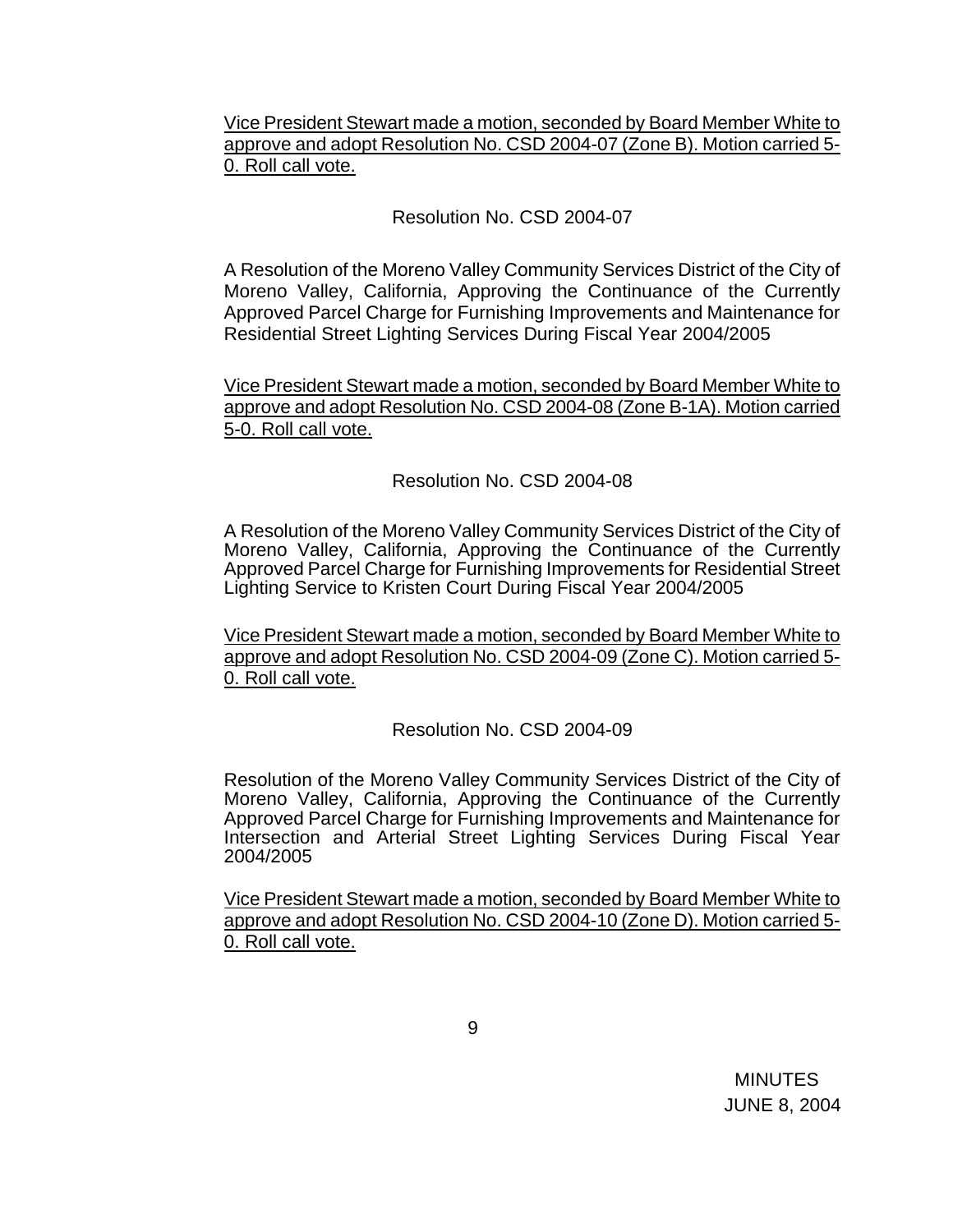Vice President Stewart made a motion, seconded by Board Member White to approve and adopt Resolution No. CSD 2004-07 (Zone B). Motion carried 5-0. Roll call vote.

Resolution No. CSD 2004-07

A Resolution of the Moreno Valley Community Services District of the City of Moreno Valley, California, Approving the Continuance of the Currently Approved Parcel Charge for Furnishing Improvements and Maintenance for Residential Street Lighting Services During Fiscal Year 2004/2005

Vice President Stewart made a motion, seconded by Board Member White to approve and adopt Resolution No. CSD 2004-08 (Zone B-1A). Motion carried 5-0. Roll call vote.

Resolution No. CSD 2004-08

A Resolution of the Moreno Valley Community Services District of the City of Moreno Valley, California, Approving the Continuance of the Currently Approved Parcel Charge for Furnishing Improvements for Residential Street Lighting Service to Kristen Court During Fiscal Year 2004/2005

Vice President Stewart made a motion, seconded by Board Member White to approve and adopt Resolution No. CSD 2004-09 (Zone C). Motion carried 5-0. Roll call vote.

Resolution No. CSD 2004-09

Resolution of the Moreno Valley Community Services District of the City of Moreno Valley, California, Approving the Continuance of the Currently Approved Parcel Charge for Furnishing Improvements and Maintenance for Intersection and Arterial Street Lighting Services During Fiscal Year 2004/2005

Vice President Stewart made a motion, seconded by Board Member White to approve and adopt Resolution No. CSD 2004-10 (Zone D). Motion carried 5-0. Roll call vote.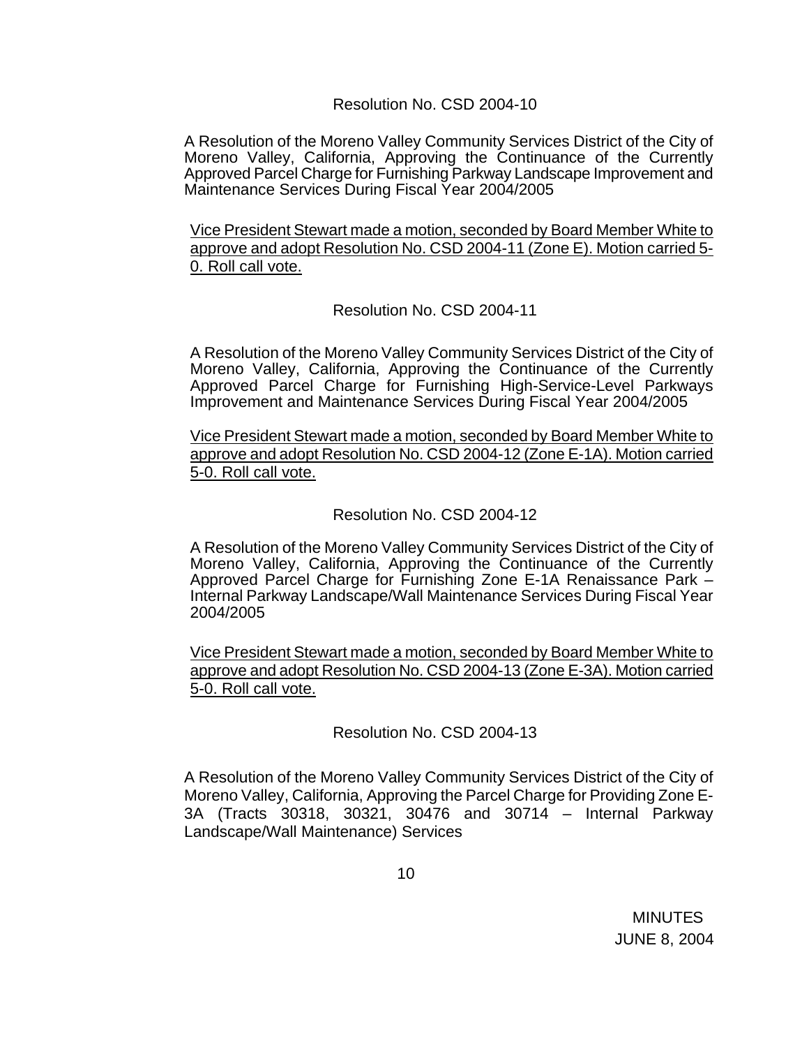Resolution No. CSD 2004-10

A Resolution of the Moreno Valley Community Services District of the City of Moreno Valley, California, Approving the Continuance of the Currently Approved Parcel Charge for Furnishing Parkway Landscape Improvement and Maintenance Services During Fiscal Year 2004/2005

<u>Vice President Stewart made a motion, seconded by Board Member White to approve and adopt Resolution No. CSD 2004-11 (Zone E). Motion carried 5-0. Roll call vote.</u>

Resolution No. CSD 2004-11

A Resolution of the Moreno Valley Community Services District of the City of Moreno Valley, California, Approving the Continuance of the Currently Approved Parcel Charge for Furnishing High-Service-Level Parkways Improvement and Maintenance Services During Fiscal Year 2004/2005

<u>Vice President Stewart made a motion, seconded by Board Member White to approve and adopt Resolution No. CSD 2004-12 (Zone E-1A). Motion carried 5-0. Roll call vote.</u>

Resolution No. CSD 2004-12

A Resolution of the Moreno Valley Community Services District of the City of Moreno Valley, California, Approving the Continuance of the Currently Approved Parcel Charge for Furnishing Zone E-1A Renaissance Park – Internal Parkway Landscape/Wall Maintenance Services During Fiscal Year 2004/2005

<u>Vice President Stewart made a motion, seconded by Board Member White to approve and adopt Resolution No. CSD 2004-13 (Zone E-3A). Motion carried 5-0. Roll call vote.</u>

Resolution No. CSD 2004-13

A Resolution of the Moreno Valley Community Services District of the City of Moreno Valley, California, Approving the Parcel Charge for Providing Zone E-3A (Tracts 30318, 30321, 30476 and 30714 – Internal Parkway Landscape/Wall Maintenance) Services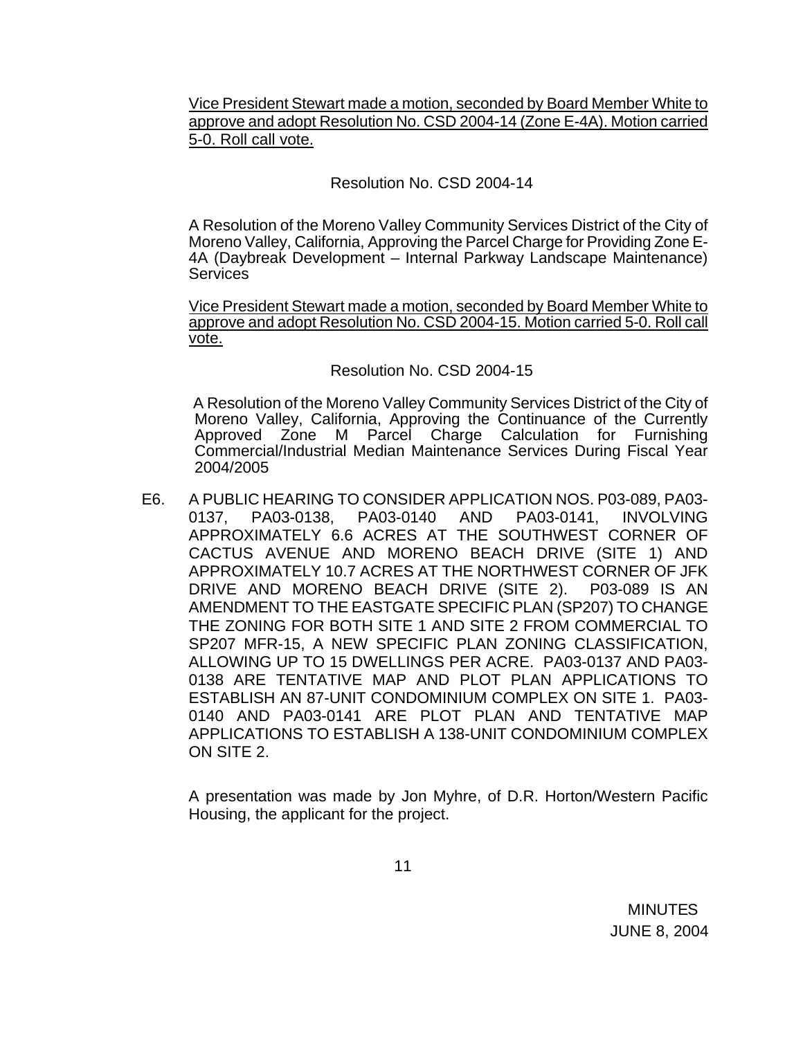Vice President Stewart made a motion, seconded by Board Member White to approve and adopt Resolution No. CSD 2004-14 (Zone E-4A). Motion carried 5-0. Roll call vote.

Resolution No. CSD 2004-14

A Resolution of the Moreno Valley Community Services District of the City of Moreno Valley, California, Approving the Parcel Charge for Providing Zone E-4A (Daybreak Development – Internal Parkway Landscape Maintenance) Services

Vice President Stewart made a motion, seconded by Board Member White to approve and adopt Resolution No. CSD 2004-15. Motion carried 5-0. Roll call vote.

Resolution No. CSD 2004-15

A Resolution of the Moreno Valley Community Services District of the City of Moreno Valley, California, Approving the Continuance of the Currently Approved Zone M Parcel Charge Calculation for Furnishing Commercial/Industrial Median Maintenance Services During Fiscal Year 2004/2005

E6. A PUBLIC HEARING TO CONSIDER APPLICATION NOS. P03-089, PA03-0137, PA03-0138, PA03-0140 AND PA03-0141, INVOLVING APPROXIMATELY 6.6 ACRES AT THE SOUTHWEST CORNER OF CACTUS AVENUE AND MORENO BEACH DRIVE (SITE 1) AND APPROXIMATELY 10.7 ACRES AT THE NORTHWEST CORNER OF JFK DRIVE AND MORENO BEACH DRIVE (SITE 2). P03-089 IS AN AMENDMENT TO THE EASTGATE SPECIFIC PLAN (SP207) TO CHANGE THE ZONING FOR BOTH SITE 1 AND SITE 2 FROM COMMERCIAL TO SP207 MFR-15, A NEW SPECIFIC PLAN ZONING CLASSIFICATION, ALLOWING UP TO 15 DWELLINGS PER ACRE. PA03-0137 AND PA03-0138 ARE TENTATIVE MAP AND PLOT PLAN APPLICATIONS TO ESTABLISH AN 87-UNIT CONDOMINIUM COMPLEX ON SITE 1. PA03-0140 AND PA03-0141 ARE PLOT PLAN AND TENTATIVE MAP APPLICATIONS TO ESTABLISH A 138-UNIT CONDOMINIUM COMPLEX ON SITE 2.

A presentation was made by Jon Myhre, of D.R. Horton/Western Pacific Housing, the applicant for the project.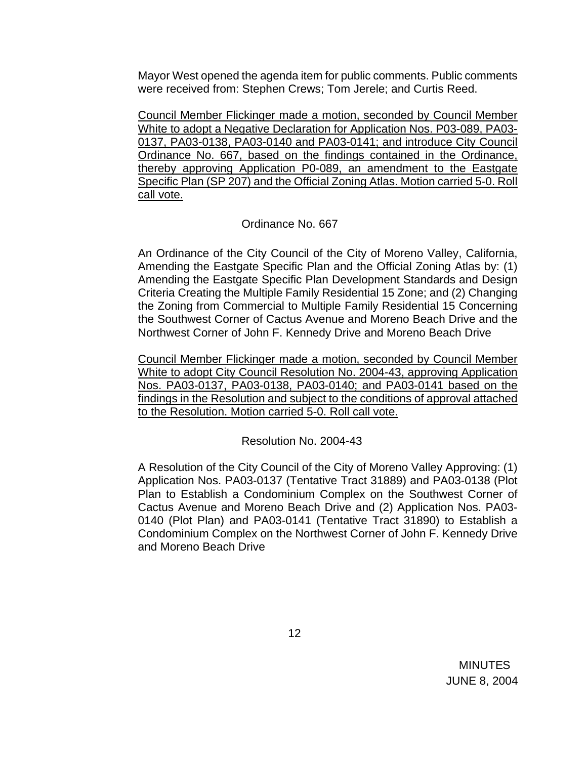Mayor West opened the agenda item for public comments. Public comments were received from: Stephen Crews; Tom Jerele; and Curtis Reed.

<u>Council Member Flickinger made a motion, seconded by Council Member White to adopt a Negative Declaration for Application Nos. P03-089, PA03-0137, PA03-0138, PA03-0140 and PA03-0141; and introduce City Council Ordinance No. 667, based on the findings contained in the Ordinance, thereby approving Application P0-089, an amendment to the Eastgate Specific Plan (SP 207) and the Official Zoning Atlas. Motion carried 5-0. Roll call vote.</u>

Ordinance No. 667

An Ordinance of the City Council of the City of Moreno Valley, California, Amending the Eastgate Specific Plan and the Official Zoning Atlas by: (1) Amending the Eastgate Specific Plan Development Standards and Design Criteria Creating the Multiple Family Residential 15 Zone; and (2) Changing the Zoning from Commercial to Multiple Family Residential 15 Concerning the Southwest Corner of Cactus Avenue and Moreno Beach Drive and the Northwest Corner of John F. Kennedy Drive and Moreno Beach Drive

<u>Council Member Flickinger made a motion, seconded by Council Member White to adopt City Council Resolution No. 2004-43, approving Application Nos. PA03-0137, PA03-0138, PA03-0140; and PA03-0141 based on the findings in the Resolution and subject to the conditions of approval attached to the Resolution. Motion carried 5-0. Roll call vote.</u>

Resolution No. 2004-43

A Resolution of the City Council of the City of Moreno Valley Approving: (1) Application Nos. PA03-0137 (Tentative Tract 31889) and PA03-0138 (Plot Plan to Establish a Condominium Complex on the Southwest Corner of Cactus Avenue and Moreno Beach Drive and (2) Application Nos. PA03-0140 (Plot Plan) and PA03-0141 (Tentative Tract 31890) to Establish a Condominium Complex on the Northwest Corner of John F. Kennedy Drive and Moreno Beach Drive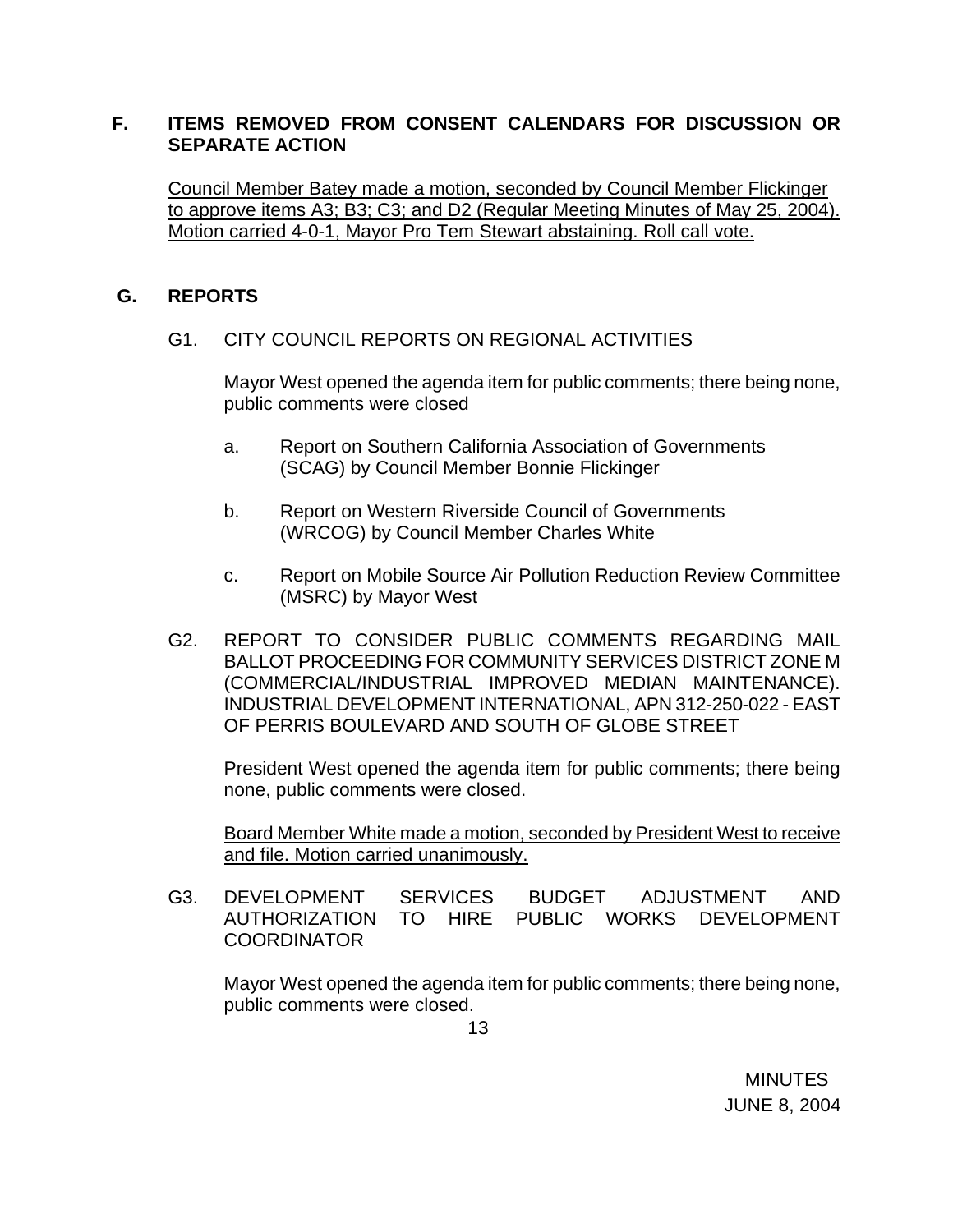## F. ITEMS REMOVED FROM CONSENT CALENDARS FOR DISCUSSION OR SEPARATE ACTION

Council Member Batey made a motion, seconded by Council Member Flickinger to approve items A3; B3; C3; and D2 (Regular Meeting Minutes of May 25, 2004). Motion carried 4-0-1, Mayor Pro Tem Stewart abstaining. Roll call vote.

## G. REPORTS

G1. CITY COUNCIL REPORTS ON REGIONAL ACTIVITIES

Mayor West opened the agenda item for public comments; there being none, public comments were closed

a. Report on Southern California Association of Governments (SCAG) by Council Member Bonnie Flickinger

b. Report on Western Riverside Council of Governments (WRCOG) by Council Member Charles White

c. Report on Mobile Source Air Pollution Reduction Review Committee (MSRC) by Mayor West

G2. REPORT TO CONSIDER PUBLIC COMMENTS REGARDING MAIL BALLOT PROCEEDING FOR COMMUNITY SERVICES DISTRICT ZONE M (COMMERCIAL/INDUSTRIAL IMPROVED MEDIAN MAINTENANCE). INDUSTRIAL DEVELOPMENT INTERNATIONAL, APN 312-250-022 - EAST OF PERRIS BOULEVARD AND SOUTH OF GLOBE STREET

President West opened the agenda item for public comments; there being none, public comments were closed.

Board Member White made a motion, seconded by President West to receive and file. Motion carried unanimously.

G3. DEVELOPMENT SERVICES BUDGET ADJUSTMENT AND AUTHORIZATION TO HIRE PUBLIC WORKS DEVELOPMENT COORDINATOR

Mayor West opened the agenda item for public comments; there being none, public comments were closed.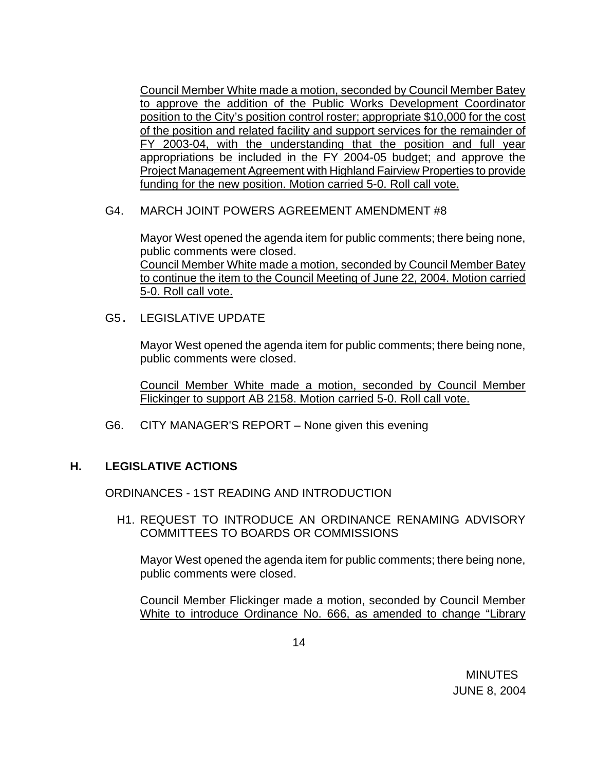Council Member White made a motion, seconded by Council Member Batey to approve the addition of the Public Works Development Coordinator position to the City's position control roster; appropriate $10,000 for the cost of the position and related facility and support services for the remainder of FY 2003-04, with the understanding that the position and full year appropriations be included in the FY 2004-05 budget; and approve the Project Management Agreement with Highland Fairview Properties to provide funding for the new position. Motion carried 5-0. Roll call vote.

G4. MARCH JOINT POWERS AGREEMENT AMENDMENT #8

Mayor West opened the agenda item for public comments; there being none, public comments were closed.
Council Member White made a motion, seconded by Council Member Batey to continue the item to the Council Meeting of June 22, 2004. Motion carried 5-0. Roll call vote.

G5. LEGISLATIVE UPDATE

Mayor West opened the agenda item for public comments; there being none, public comments were closed.

Council Member White made a motion, seconded by Council Member Flickinger to support AB 2158. Motion carried 5-0. Roll call vote.

G6. CITY MANAGER'S REPORT – None given this evening

## H. LEGISLATIVE ACTIONS

ORDINANCES - 1ST READING AND INTRODUCTION

H1. REQUEST TO INTRODUCE AN ORDINANCE RENAMING ADVISORY COMMITTEES TO BOARDS OR COMMISSIONS

Mayor West opened the agenda item for public comments; there being none, public comments were closed.

Council Member Flickinger made a motion, seconded by Council Member White to introduce Ordinance No. 666, as amended to change "Library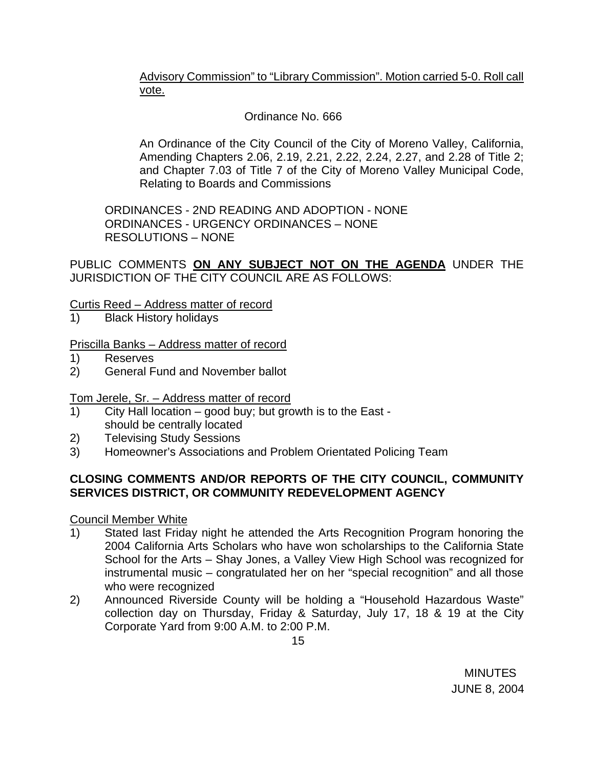Advisory Commission" to "Library Commission". Motion carried 5-0. Roll call vote.

Ordinance No. 666

An Ordinance of the City Council of the City of Moreno Valley, California, Amending Chapters 2.06, 2.19, 2.21, 2.22, 2.24, 2.27, and 2.28 of Title 2; and Chapter 7.03 of Title 7 of the City of Moreno Valley Municipal Code, Relating to Boards and Commissions

ORDINANCES - 2ND READING AND ADOPTION - NONE
ORDINANCES - URGENCY ORDINANCES – NONE
RESOLUTIONS – NONE

PUBLIC COMMENTS **ON ANY SUBJECT NOT ON THE AGENDA** UNDER THE JURISDICTION OF THE CITY COUNCIL ARE AS FOLLOWS:

Curtis Reed – Address matter of record

1) Black History holidays

Priscilla Banks – Address matter of record

1) Reserves
2) General Fund and November ballot

Tom Jerele, Sr. – Address matter of record

1) City Hall location – good buy; but growth is to the East - should be centrally located
2) Televising Study Sessions
3) Homeowner's Associations and Problem Orientated Policing Team

**CLOSING COMMENTS AND/OR REPORTS OF THE CITY COUNCIL, COMMUNITY SERVICES DISTRICT, OR COMMUNITY REDEVELOPMENT AGENCY**

Council Member White

1) Stated last Friday night he attended the Arts Recognition Program honoring the 2004 California Arts Scholars who have won scholarships to the California State School for the Arts – Shay Jones, a Valley View High School was recognized for instrumental music – congratulated her on her "special recognition" and all those who were recognized
2) Announced Riverside County will be holding a "Household Hazardous Waste" collection day on Thursday, Friday & Saturday, July 17, 18 & 19 at the City Corporate Yard from 9:00 A.M. to 2:00 P.M.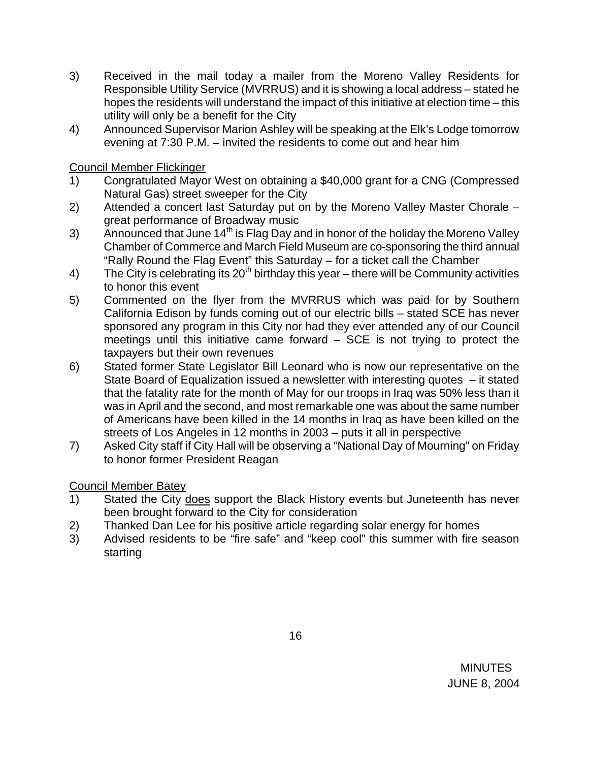3) Received in the mail today a mailer from the Moreno Valley Residents for Responsible Utility Service (MVRRUS) and it is showing a local address – stated he hopes the residents will understand the impact of this initiative at election time – this utility will only be a benefit for the City
4) Announced Supervisor Marion Ashley will be speaking at the Elk's Lodge tomorrow evening at 7:30 P.M. – invited the residents to come out and hear him

Council Member Flickinger

1) Congratulated Mayor West on obtaining a $40,000 grant for a CNG (Compressed Natural Gas) street sweeper for the City
2) Attended a concert last Saturday put on by the Moreno Valley Master Chorale – great performance of Broadway music
3) Announced that June 14th is Flag Day and in honor of the holiday the Moreno Valley Chamber of Commerce and March Field Museum are co-sponsoring the third annual "Rally Round the Flag Event" this Saturday – for a ticket call the Chamber
4) The City is celebrating its 20th birthday this year – there will be Community activities to honor this event
5) Commented on the flyer from the MVRRUS which was paid for by Southern California Edison by funds coming out of our electric bills – stated SCE has never sponsored any program in this City nor had they ever attended any of our Council meetings until this initiative came forward – SCE is not trying to protect the taxpayers but their own revenues
6) Stated former State Legislator Bill Leonard who is now our representative on the State Board of Equalization issued a newsletter with interesting quotes – it stated that the fatality rate for the month of May for our troops in Iraq was 50% less than it was in April and the second, and most remarkable one was about the same number of Americans have been killed in the 14 months in Iraq as have been killed on the streets of Los Angeles in 12 months in 2003 – puts it all in perspective
7) Asked City staff if City Hall will be observing a "National Day of Mourning" on Friday to honor former President Reagan

Council Member Batey

1) Stated the City does support the Black History events but Juneteenth has never been brought forward to the City for consideration
2) Thanked Dan Lee for his positive article regarding solar energy for homes
3) Advised residents to be "fire safe" and "keep cool" this summer with fire season starting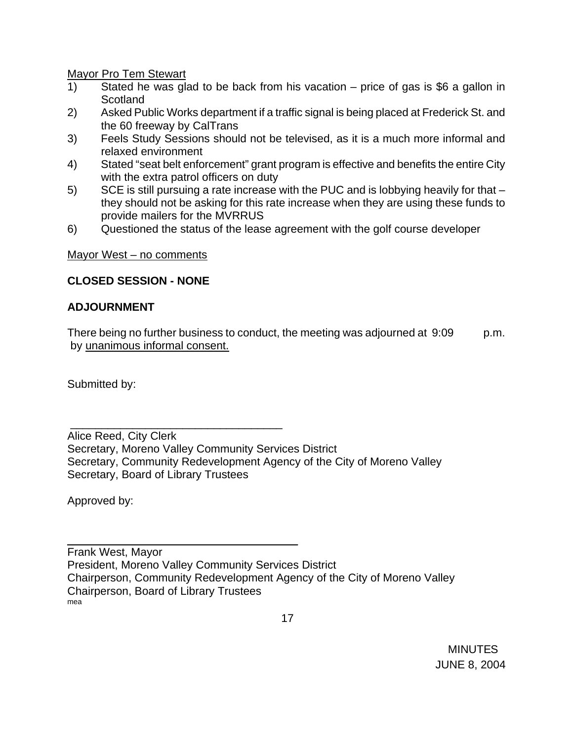Mayor Pro Tem Stewart

1) Stated he was glad to be back from his vacation – price of gas is $6 a gallon in Scotland
2) Asked Public Works department if a traffic signal is being placed at Frederick St. and the 60 freeway by CalTrans
3) Feels Study Sessions should not be televised, as it is a much more informal and relaxed environment
4) Stated "seat belt enforcement" grant program is effective and benefits the entire City with the extra patrol officers on duty
5) SCE is still pursuing a rate increase with the PUC and is lobbying heavily for that – they should not be asking for this rate increase when they are using these funds to provide mailers for the MVRRUS
6) Questioned the status of the lease agreement with the golf course developer

Mayor West – no comments

**CLOSED SESSION - NONE**

**ADJOURNMENT**

There being no further business to conduct, the meeting was adjourned at 9:09 p.m. by unanimous informal consent.

Submitted by:

\_\_\_\_\_\_\_\_\_\_\_\_\_\_\_\_\_\_\_\_\_\_\_\_\_\_\_\_\_\_\_\_\_\_\_

Alice Reed, City Clerk
Secretary, Moreno Valley Community Services District
Secretary, Community Redevelopment Agency of the City of Moreno Valley
Secretary, Board of Library Trustees

Approved by:

\_\_\_\_\_\_\_\_\_\_\_\_\_\_\_\_\_\_\_\_\_\_\_\_\_\_\_\_\_\_\_\_\_\_\_

Frank West, Mayor
President, Moreno Valley Community Services District
Chairperson, Community Redevelopment Agency of the City of Moreno Valley
Chairperson, Board of Library Trustees
mea

MINUTES
JUNE 8, 2004